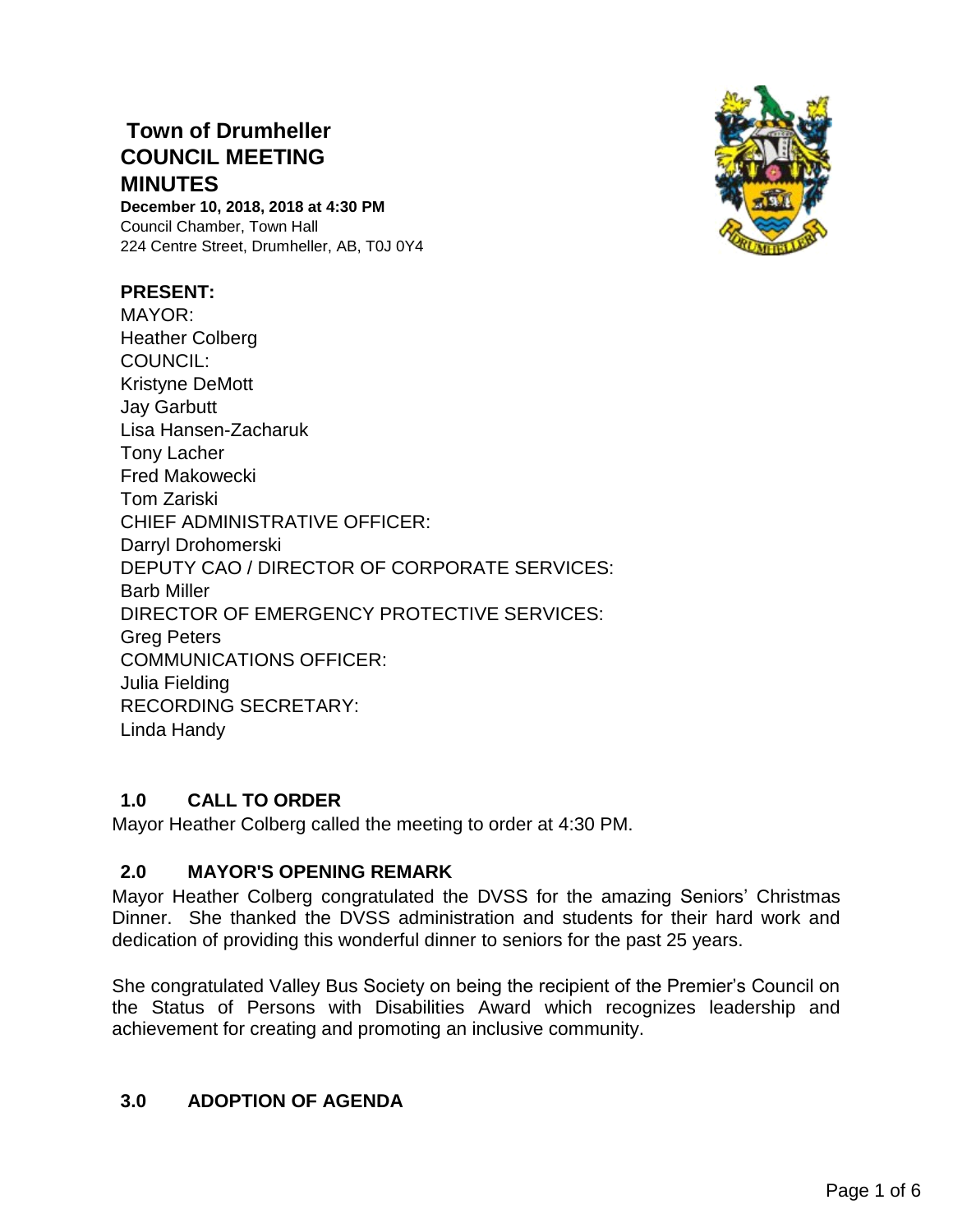# Town of Drumheller
# COUNCIL MEETING
# MINUTES

**December 10, 2018, 2018 at 4:30 PM**
Council Chamber, Town Hall
224 Centre Street, Drumheller, AB, T0J 0Y4

**PRESENT:**
MAYOR:
Heather Colberg
COUNCIL:
Kristyne DeMott
Jay Garbutt
Lisa Hansen-Zacharuk
Tony Lacher
Fred Makowecki
Tom Zariski
CHIEF ADMINISTRATIVE OFFICER:
Darryl Drohomerski
DEPUTY CAO / DIRECTOR OF CORPORATE SERVICES:
Barb Miller
DIRECTOR OF EMERGENCY PROTECTIVE SERVICES:
Greg Peters
COMMUNICATIONS OFFICER:
Julia Fielding
RECORDING SECRETARY:
Linda Handy

## 1.0 CALL TO ORDER

Mayor Heather Colberg called the meeting to order at 4:30 PM.

## 2.0 MAYOR'S OPENING REMARK

Mayor Heather Colberg congratulated the DVSS for the amazing Seniors' Christmas Dinner. She thanked the DVSS administration and students for their hard work and dedication of providing this wonderful dinner to seniors for the past 25 years.

She congratulated Valley Bus Society on being the recipient of the Premier's Council on the Status of Persons with Disabilities Award which recognizes leadership and achievement for creating and promoting an inclusive community.

## 3.0 ADOPTION OF AGENDA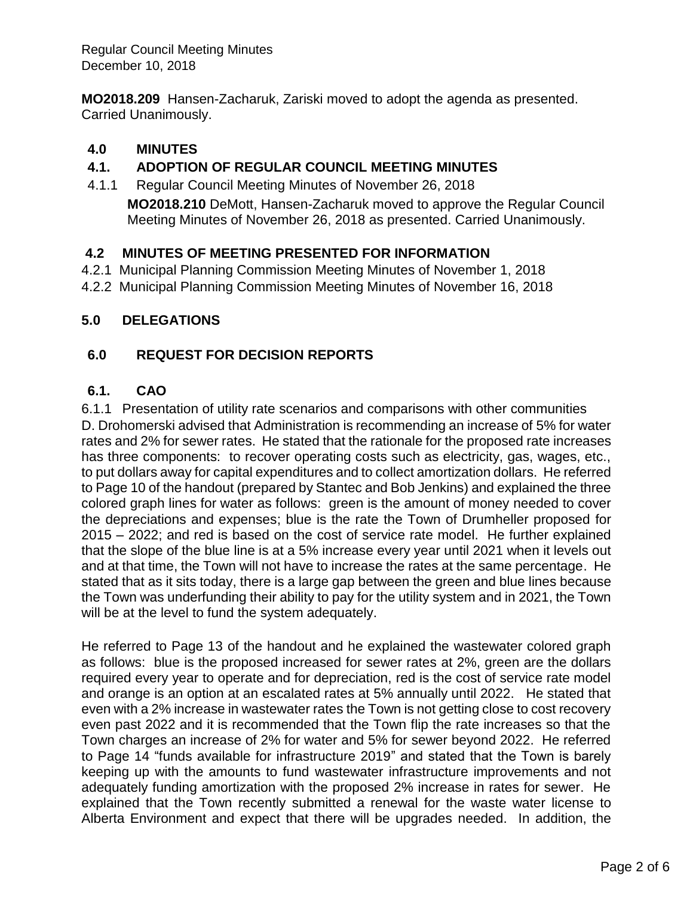**MO2018.209** Hansen-Zacharuk, Zariski moved to adopt the agenda as presented. Carried Unanimously.

## 4.0 MINUTES

### 4.1. ADOPTION OF REGULAR COUNCIL MEETING MINUTES

4.1.1 Regular Council Meeting Minutes of November 26, 2018

**MO2018.210** DeMott, Hansen-Zacharuk moved to approve the Regular Council Meeting Minutes of November 26, 2018 as presented. Carried Unanimously.

### 4.2 MINUTES OF MEETING PRESENTED FOR INFORMATION

4.2.1 Municipal Planning Commission Meeting Minutes of November 1, 2018

4.2.2 Municipal Planning Commission Meeting Minutes of November 16, 2018

## 5.0 DELEGATIONS

## 6.0 REQUEST FOR DECISION REPORTS

### 6.1. CAO

6.1.1 Presentation of utility rate scenarios and comparisons with other communities

D. Drohomerski advised that Administration is recommending an increase of 5% for water rates and 2% for sewer rates. He stated that the rationale for the proposed rate increases has three components: to recover operating costs such as electricity, gas, wages, etc., to put dollars away for capital expenditures and to collect amortization dollars. He referred to Page 10 of the handout (prepared by Stantec and Bob Jenkins) and explained the three colored graph lines for water as follows: green is the amount of money needed to cover the depreciations and expenses; blue is the rate the Town of Drumheller proposed for 2015 – 2022; and red is based on the cost of service rate model. He further explained that the slope of the blue line is at a 5% increase every year until 2021 when it levels out and at that time, the Town will not have to increase the rates at the same percentage. He stated that as it sits today, there is a large gap between the green and blue lines because the Town was underfunding their ability to pay for the utility system and in 2021, the Town will be at the level to fund the system adequately.

He referred to Page 13 of the handout and he explained the wastewater colored graph as follows: blue is the proposed increased for sewer rates at 2%, green are the dollars required every year to operate and for depreciation, red is the cost of service rate model and orange is an option at an escalated rates at 5% annually until 2022. He stated that even with a 2% increase in wastewater rates the Town is not getting close to cost recovery even past 2022 and it is recommended that the Town flip the rate increases so that the Town charges an increase of 2% for water and 5% for sewer beyond 2022. He referred to Page 14 "funds available for infrastructure 2019" and stated that the Town is barely keeping up with the amounts to fund wastewater infrastructure improvements and not adequately funding amortization with the proposed 2% increase in rates for sewer. He explained that the Town recently submitted a renewal for the waste water license to Alberta Environment and expect that there will be upgrades needed. In addition, the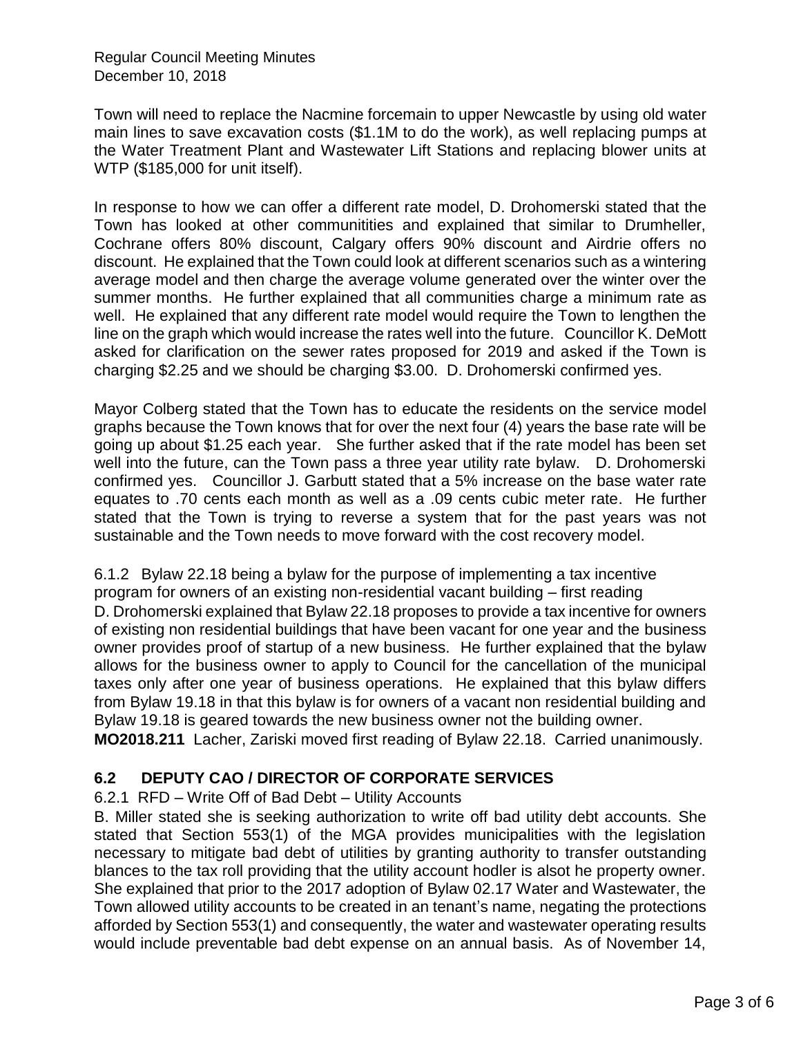Town will need to replace the Nacmine forcemain to upper Newcastle by using old water main lines to save excavation costs ($1.1M to do the work), as well replacing pumps at the Water Treatment Plant and Wastewater Lift Stations and replacing blower units at WTP ($185,000 for unit itself).

In response to how we can offer a different rate model, D. Drohomerski stated that the Town has looked at other communitities and explained that similar to Drumheller, Cochrane offers 80% discount, Calgary offers 90% discount and Airdrie offers no discount. He explained that the Town could look at different scenarios such as a wintering average model and then charge the average volume generated over the winter over the summer months. He further explained that all communities charge a minimum rate as well. He explained that any different rate model would require the Town to lengthen the line on the graph which would increase the rates well into the future. Councillor K. DeMott asked for clarification on the sewer rates proposed for 2019 and asked if the Town is charging $2.25 and we should be charging $3.00. D. Drohomerski confirmed yes.

Mayor Colberg stated that the Town has to educate the residents on the service model graphs because the Town knows that for over the next four (4) years the base rate will be going up about $1.25 each year. She further asked that if the rate model has been set well into the future, can the Town pass a three year utility rate bylaw. D. Drohomerski confirmed yes. Councillor J. Garbutt stated that a 5% increase on the base water rate equates to .70 cents each month as well as a .09 cents cubic meter rate. He further stated that the Town is trying to reverse a system that for the past years was not sustainable and the Town needs to move forward with the cost recovery model.

6.1.2 Bylaw 22.18 being a bylaw for the purpose of implementing a tax incentive program for owners of an existing non-residential vacant building – first reading
D. Drohomerski explained that Bylaw 22.18 proposes to provide a tax incentive for owners of existing non residential buildings that have been vacant for one year and the business owner provides proof of startup of a new business. He further explained that the bylaw allows for the business owner to apply to Council for the cancellation of the municipal taxes only after one year of business operations. He explained that this bylaw differs from Bylaw 19.18 in that this bylaw is for owners of a vacant non residential building and Bylaw 19.18 is geared towards the new business owner not the building owner.
**MO2018.211** Lacher, Zariski moved first reading of Bylaw 22.18. Carried unanimously.

## 6.2 DEPUTY CAO / DIRECTOR OF CORPORATE SERVICES

6.2.1 RFD – Write Off of Bad Debt – Utility Accounts
B. Miller stated she is seeking authorization to write off bad utility debt accounts. She stated that Section 553(1) of the MGA provides municipalities with the legislation necessary to mitigate bad debt of utilities by granting authority to transfer outstanding blances to the tax roll providing that the utility account hodler is alsot he property owner. She explained that prior to the 2017 adoption of Bylaw 02.17 Water and Wastewater, the Town allowed utility accounts to be created in an tenant's name, negating the protections afforded by Section 553(1) and consequently, the water and wastewater operating results would include preventable bad debt expense on an annual basis. As of November 14,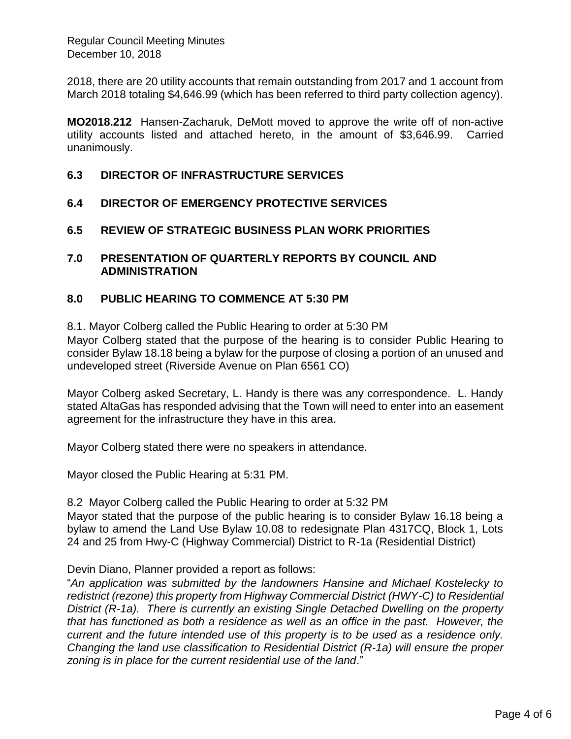2018, there are 20 utility accounts that remain outstanding from 2017 and 1 account from March 2018 totaling $4,646.99 (which has been referred to third party collection agency).

**MO2018.212** Hansen-Zacharuk, DeMott moved to approve the write off of non-active utility accounts listed and attached hereto, in the amount of $3,646.99. Carried unanimously.

## 6.3 DIRECTOR OF INFRASTRUCTURE SERVICES

## 6.4 DIRECTOR OF EMERGENCY PROTECTIVE SERVICES

## 6.5 REVIEW OF STRATEGIC BUSINESS PLAN WORK PRIORITIES

## 7.0 PRESENTATION OF QUARTERLY REPORTS BY COUNCIL AND ADMINISTRATION

## 8.0 PUBLIC HEARING TO COMMENCE AT 5:30 PM

8.1. Mayor Colberg called the Public Hearing to order at 5:30 PM
Mayor Colberg stated that the purpose of the hearing is to consider Public Hearing to consider Bylaw 18.18 being a bylaw for the purpose of closing a portion of an unused and undeveloped street (Riverside Avenue on Plan 6561 CO)

Mayor Colberg asked Secretary, L. Handy is there was any correspondence. L. Handy stated AltaGas has responded advising that the Town will need to enter into an easement agreement for the infrastructure they have in this area.

Mayor Colberg stated there were no speakers in attendance.

Mayor closed the Public Hearing at 5:31 PM.

8.2 Mayor Colberg called the Public Hearing to order at 5:32 PM
Mayor stated that the purpose of the public hearing is to consider Bylaw 16.18 being a bylaw to amend the Land Use Bylaw 10.08 to redesignate Plan 4317CQ, Block 1, Lots 24 and 25 from Hwy-C (Highway Commercial) District to R-1a (Residential District)

Devin Diano, Planner provided a report as follows:
"*An application was submitted by the landowners Hansine and Michael Kostelecky to redistrict (rezone) this property from Highway Commercial District (HWY-C) to Residential District (R-1a). There is currently an existing Single Detached Dwelling on the property that has functioned as both a residence as well as an office in the past. However, the current and the future intended use of this property is to be used as a residence only. Changing the land use classification to Residential District (R-1a) will ensure the proper zoning is in place for the current residential use of the land*."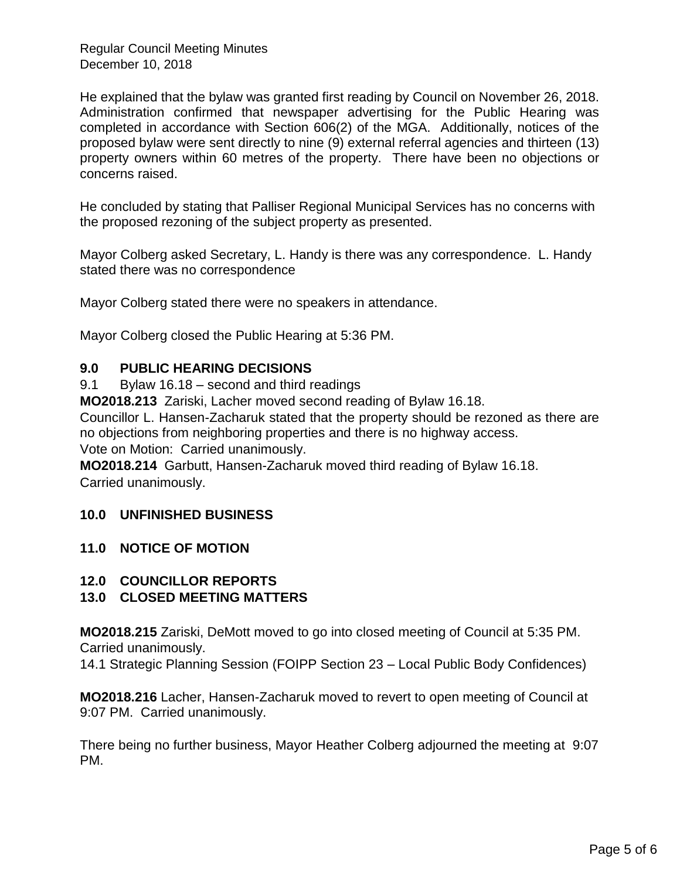He explained that the bylaw was granted first reading by Council on November 26, 2018. Administration confirmed that newspaper advertising for the Public Hearing was completed in accordance with Section 606(2) of the MGA. Additionally, notices of the proposed bylaw were sent directly to nine (9) external referral agencies and thirteen (13) property owners within 60 metres of the property. There have been no objections or concerns raised.

He concluded by stating that Palliser Regional Municipal Services has no concerns with the proposed rezoning of the subject property as presented.

Mayor Colberg asked Secretary, L. Handy is there was any correspondence. L. Handy stated there was no correspondence

Mayor Colberg stated there were no speakers in attendance.

Mayor Colberg closed the Public Hearing at 5:36 PM.

## 9.0 PUBLIC HEARING DECISIONS

9.1 Bylaw 16.18 – second and third readings

**MO2018.213** Zariski, Lacher moved second reading of Bylaw 16.18.
Councillor L. Hansen-Zacharuk stated that the property should be rezoned as there are no objections from neighboring properties and there is no highway access.
Vote on Motion: Carried unanimously.

**MO2018.214** Garbutt, Hansen-Zacharuk moved third reading of Bylaw 16.18.
Carried unanimously.

## 10.0 UNFINISHED BUSINESS

## 11.0 NOTICE OF MOTION

## 12.0 COUNCILLOR REPORTS

## 13.0 CLOSED MEETING MATTERS

**MO2018.215** Zariski, DeMott moved to go into closed meeting of Council at 5:35 PM.
Carried unanimously.
14.1 Strategic Planning Session (FOIPP Section 23 – Local Public Body Confidences)

**MO2018.216** Lacher, Hansen-Zacharuk moved to revert to open meeting of Council at 9:07 PM. Carried unanimously.

There being no further business, Mayor Heather Colberg adjourned the meeting at 9:07 PM.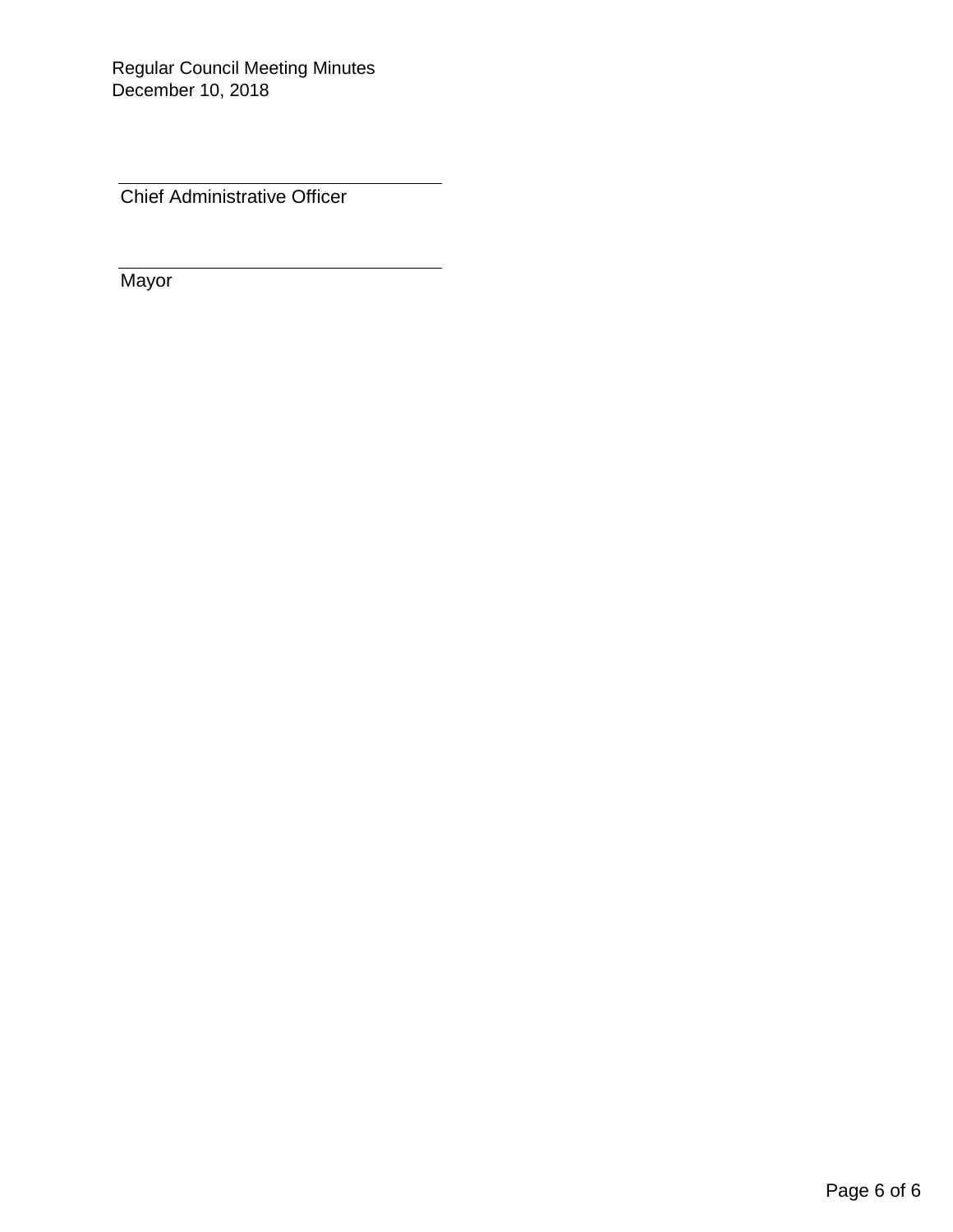Chief Administrative Officer

Mayor